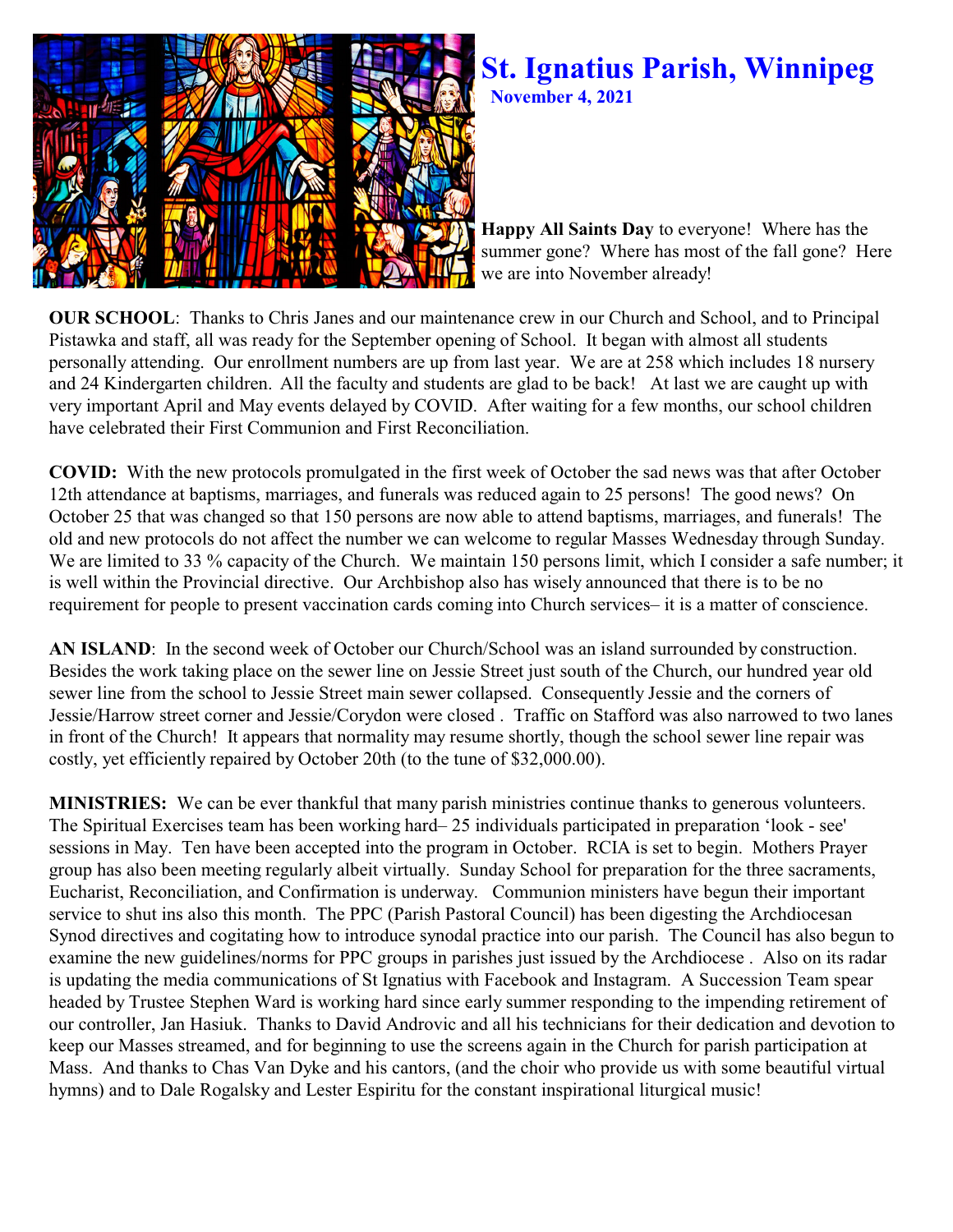# St. Ignatius Parish, Winnipeg

**November 4, 2021**

**Happy All Saints Day** to everyone! Where has the summer gone? Where has most of the fall gone? Here we are into November already!

**OUR SCHOOL**: Thanks to Chris Janes and our maintenance crew in our Church and School, and to Principal Pistawka and staff, all was ready for the September opening of School. It began with almost all students personally attending. Our enrollment numbers are up from last year. We are at 258 which includes 18 nursery and 24 Kindergarten children. All the faculty and students are glad to be back! At last we are caught up with very important April and May events delayed by COVID. After waiting for a few months, our school children have celebrated their First Communion and First Reconciliation.

**COVID:** With the new protocols promulgated in the first week of October the sad news was that after October 12th attendance at baptisms, marriages, and funerals was reduced again to 25 persons! The good news? On October 25 that was changed so that 150 persons are now able to attend baptisms, marriages, and funerals! The old and new protocols do not affect the number we can welcome to regular Masses Wednesday through Sunday. We are limited to 33 % capacity of the Church. We maintain 150 persons limit, which I consider a safe number; it is well within the Provincial directive. Our Archbishop also has wisely announced that there is to be no requirement for people to present vaccination cards coming into Church services– it is a matter of conscience.

**AN ISLAND**: In the second week of October our Church/School was an island surrounded by construction. Besides the work taking place on the sewer line on Jessie Street just south of the Church, our hundred year old sewer line from the school to Jessie Street main sewer collapsed. Consequently Jessie and the corners of Jessie/Harrow street corner and Jessie/Corydon were closed . Traffic on Stafford was also narrowed to two lanes in front of the Church! It appears that normality may resume shortly, though the school sewer line repair was costly, yet efficiently repaired by October 20th (to the tune of $32,000.00).

**MINISTRIES:** We can be ever thankful that many parish ministries continue thanks to generous volunteers. The Spiritual Exercises team has been working hard– 25 individuals participated in preparation 'look - see' sessions in May. Ten have been accepted into the program in October. RCIA is set to begin. Mothers Prayer group has also been meeting regularly albeit virtually. Sunday School for preparation for the three sacraments, Eucharist, Reconciliation, and Confirmation is underway. Communion ministers have begun their important service to shut ins also this month. The PPC (Parish Pastoral Council) has been digesting the Archdiocesan Synod directives and cogitating how to introduce synodal practice into our parish. The Council has also begun to examine the new guidelines/norms for PPC groups in parishes just issued by the Archdiocese . Also on its radar is updating the media communications of St Ignatius with Facebook and Instagram. A Succession Team spear headed by Trustee Stephen Ward is working hard since early summer responding to the impending retirement of our controller, Jan Hasiuk. Thanks to David Androvic and all his technicians for their dedication and devotion to keep our Masses streamed, and for beginning to use the screens again in the Church for parish participation at Mass. And thanks to Chas Van Dyke and his cantors, (and the choir who provide us with some beautiful virtual hymns) and to Dale Rogalsky and Lester Espiritu for the constant inspirational liturgical music!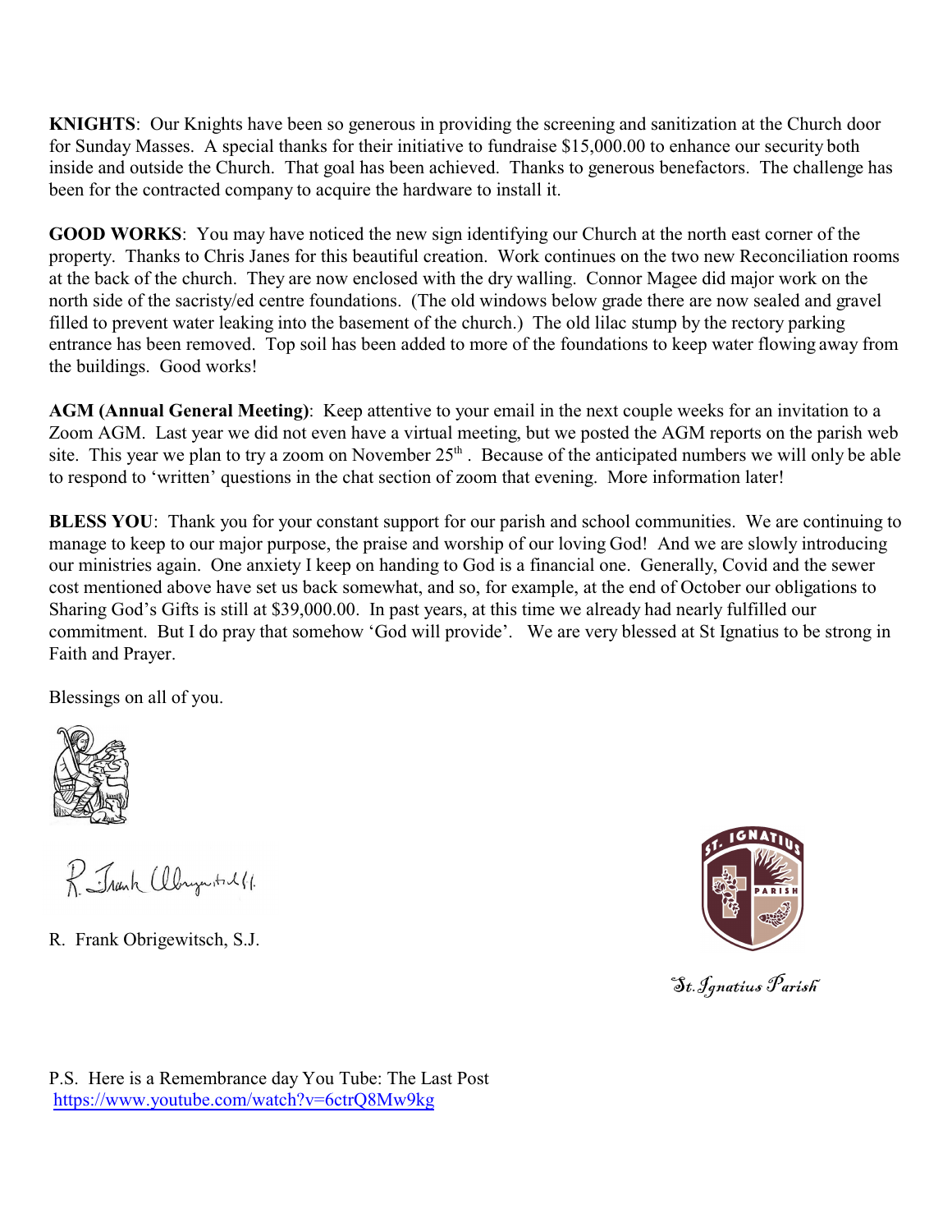**KNIGHTS**: Our Knights have been so generous in providing the screening and sanitization at the Church door for Sunday Masses. A special thanks for their initiative to fundraise $15,000.00 to enhance our security both inside and outside the Church. That goal has been achieved. Thanks to generous benefactors. The challenge has been for the contracted company to acquire the hardware to install it.

**GOOD WORKS**: You may have noticed the new sign identifying our Church at the north east corner of the property. Thanks to Chris Janes for this beautiful creation. Work continues on the two new Reconciliation rooms at the back of the church. They are now enclosed with the dry walling. Connor Magee did major work on the north side of the sacristy/ed centre foundations. (The old windows below grade there are now sealed and gravel filled to prevent water leaking into the basement of the church.) The old lilac stump by the rectory parking entrance has been removed. Top soil has been added to more of the foundations to keep water flowing away from the buildings. Good works!

**AGM (Annual General Meeting)**: Keep attentive to your email in the next couple weeks for an invitation to a Zoom AGM. Last year we did not even have a virtual meeting, but we posted the AGM reports on the parish web site. This year we plan to try a zoom on November 25th . Because of the anticipated numbers we will only be able to respond to 'written' questions in the chat section of zoom that evening. More information later!

**BLESS YOU**: Thank you for your constant support for our parish and school communities. We are continuing to manage to keep to our major purpose, the praise and worship of our loving God! And we are slowly introducing our ministries again. One anxiety I keep on handing to God is a financial one. Generally, Covid and the sewer cost mentioned above have set us back somewhat, and so, for example, at the end of October our obligations to Sharing God's Gifts is still at $39,000.00. In past years, at this time we already had nearly fulfilled our commitment. But I do pray that somehow 'God will provide'. We are very blessed at St Ignatius to be strong in Faith and Prayer.

Blessings on all of you.

R. Frank Obrigewitsch, S.J.

St. Ignatius Parish

P.S. Here is a Remembrance day You Tube: The Last Post
https://www.youtube.com/watch?v=6ctrQ8Mw9kg